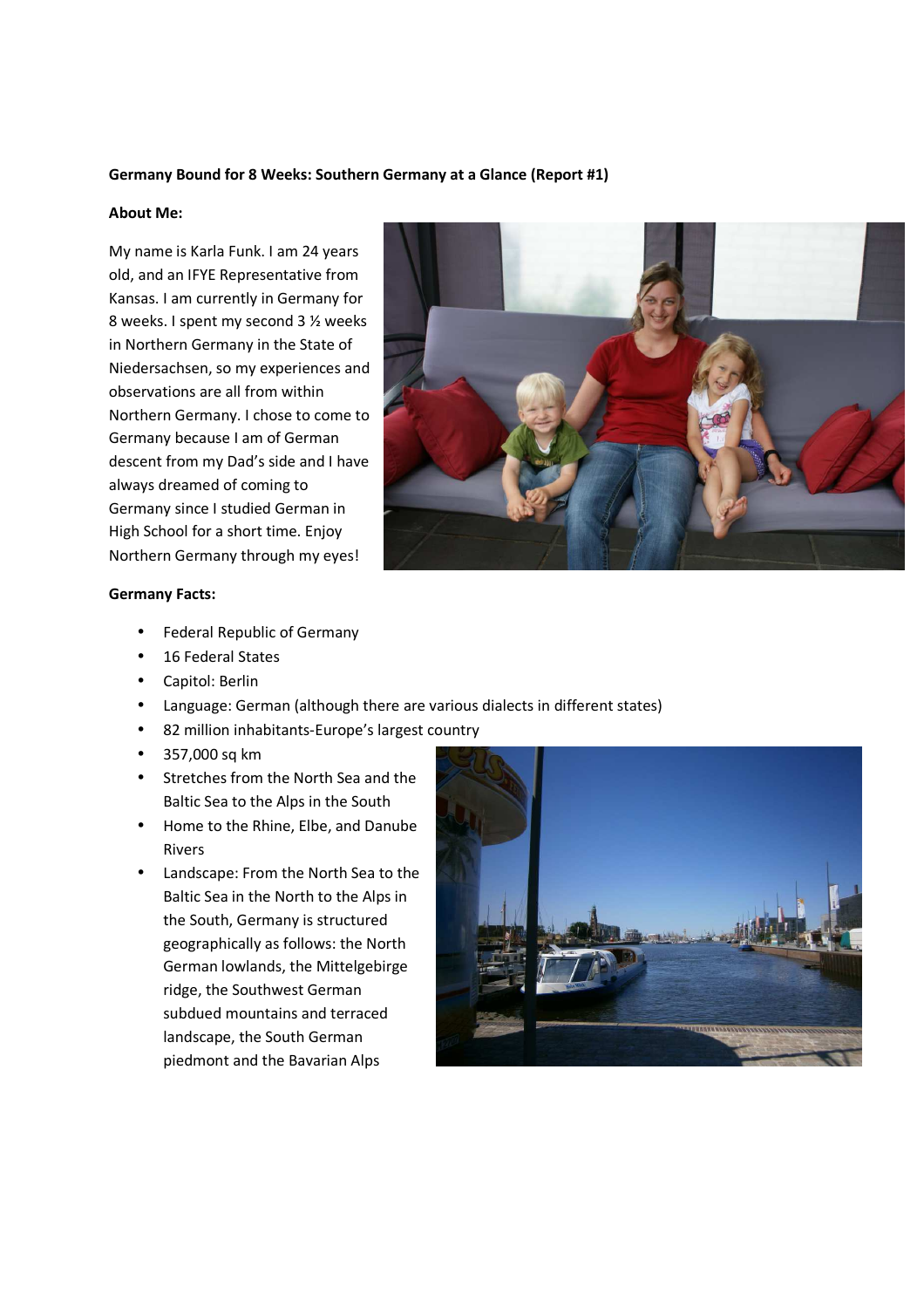**Germany Bound for 8 Weeks: Southern Germany at a Glance (Report #1)**

**About Me:**

My name is Karla Funk. I am 24 years old, and an IFYE Representative from Kansas. I am currently in Germany for 8 weeks. I spent my second 3 ½ weeks in Northern Germany in the State of Niedersachsen, so my experiences and observations are all from within Northern Germany. I chose to come to Germany because I am of German descent from my Dad's side and I have always dreamed of coming to Germany since I studied German in High School for a short time. Enjoy Northern Germany through my eyes!

**Germany Facts:**

- Federal Republic of Germany
- 16 Federal States
- Capitol: Berlin
- Language: German (although there are various dialects in different states)
- 82 million inhabitants-Europe's largest country
- 357,000 sq km
- Stretches from the North Sea and the Baltic Sea to the Alps in the South
- Home to the Rhine, Elbe, and Danube Rivers
- Landscape: From the North Sea to the Baltic Sea in the North to the Alps in the South, Germany is structured geographically as follows: the North German lowlands, the Mittelgebirge ridge, the Southwest German subdued mountains and terraced landscape, the South German piedmont and the Bavarian Alps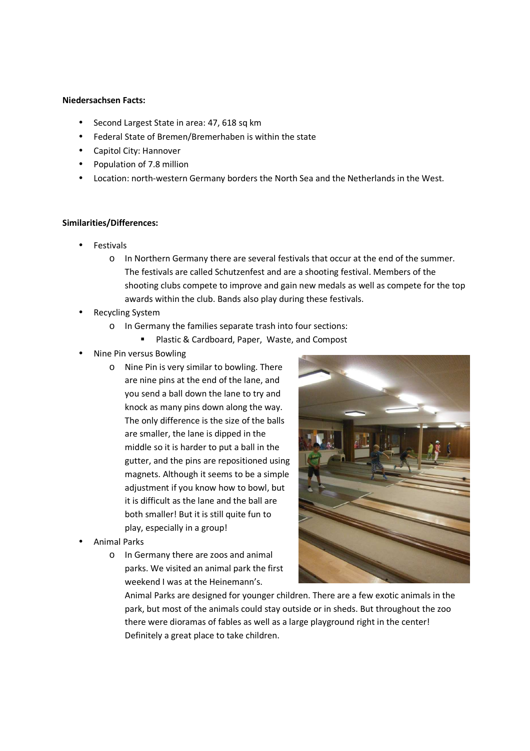**Niedersachsen Facts:**

- Second Largest State in area: 47, 618 sq km
- Federal State of Bremen/Bremerhaben is within the state
- Capitol City: Hannover
- Population of 7.8 million
- Location: north-western Germany borders the North Sea and the Netherlands in the West.

**Similarities/Differences:**

- Festivals
  - In Northern Germany there are several festivals that occur at the end of the summer. The festivals are called Schutzenfest and are a shooting festival. Members of the shooting clubs compete to improve and gain new medals as well as compete for the top awards within the club. Bands also play during these festivals.
- Recycling System
  - In Germany the families separate trash into four sections:
    - Plastic & Cardboard, Paper, Waste, and Compost
- Nine Pin versus Bowling
  - Nine Pin is very similar to bowling. There are nine pins at the end of the lane, and you send a ball down the lane to try and knock as many pins down along the way. The only difference is the size of the balls are smaller, the lane is dipped in the middle so it is harder to put a ball in the gutter, and the pins are repositioned using magnets. Although it seems to be a simple adjustment if you know how to bowl, but it is difficult as the lane and the ball are both smaller! But it is still quite fun to play, especially in a group!
- Animal Parks
  - In Germany there are zoos and animal parks. We visited an animal park the first weekend I was at the Heinemann's. Animal Parks are designed for younger children. There are a few exotic animals in the park, but most of the animals could stay outside or in sheds. But throughout the zoo there were dioramas of fables as well as a large playground right in the center! Definitely a great place to take children.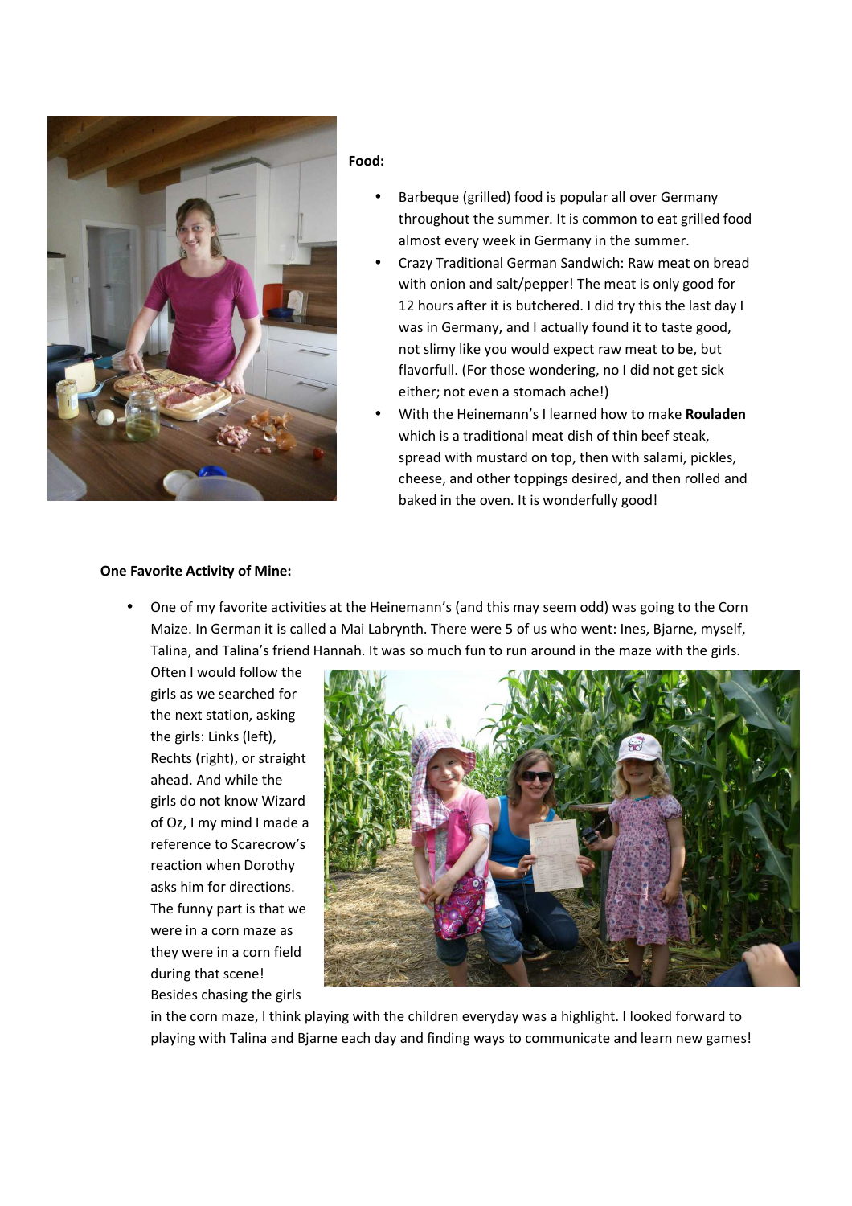**Food:**

- Barbeque (grilled) food is popular all over Germany throughout the summer. It is common to eat grilled food almost every week in Germany in the summer.
- Crazy Traditional German Sandwich: Raw meat on bread with onion and salt/pepper! The meat is only good for 12 hours after it is butchered. I did try this the last day I was in Germany, and I actually found it to taste good, not slimy like you would expect raw meat to be, but flavorfull. (For those wondering, no I did not get sick either; not even a stomach ache!)
- With the Heinemann's I learned how to make **Rouladen** which is a traditional meat dish of thin beef steak, spread with mustard on top, then with salami, pickles, cheese, and other toppings desired, and then rolled and baked in the oven. It is wonderfully good!

**One Favorite Activity of Mine:**

- One of my favorite activities at the Heinemann's (and this may seem odd) was going to the Corn Maize. In German it is called a Mai Labrynth. There were 5 of us who went: Ines, Bjarne, myself, Talina, and Talina's friend Hannah. It was so much fun to run around in the maze with the girls. Often I would follow the girls as we searched for the next station, asking the girls: Links (left), Rechts (right), or straight ahead. And while the girls do not know Wizard of Oz, I my mind I made a reference to Scarecrow's reaction when Dorothy asks him for directions. The funny part is that we were in a corn maze as they were in a corn field during that scene! Besides chasing the girls in the corn maze, I think playing with the children everyday was a highlight. I looked forward to playing with Talina and Bjarne each day and finding ways to communicate and learn new games!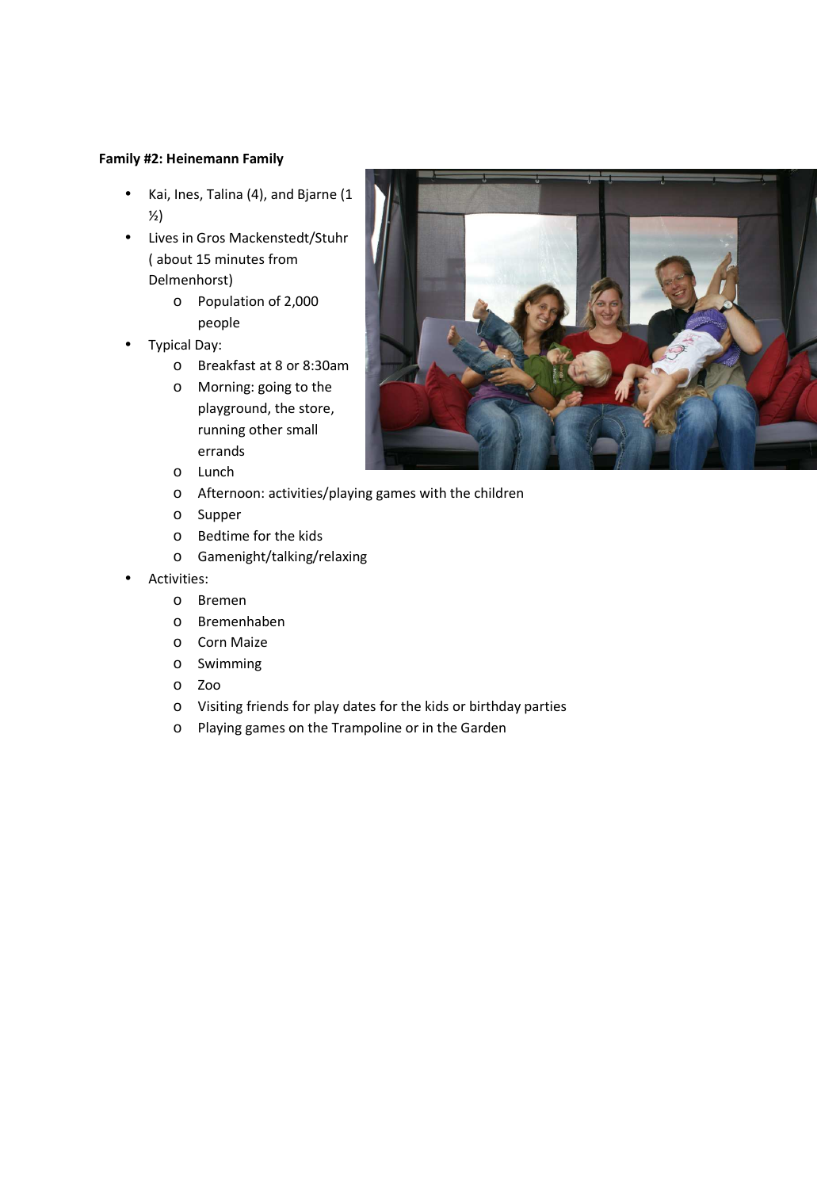**Family #2: Heinemann Family**

- Kai, Ines, Talina (4), and Bjarne (1 ½)
- Lives in Gros Mackenstedt/Stuhr ( about 15 minutes from Delmenhorst)
  - Population of 2,000 people
- Typical Day:
  - Breakfast at 8 or 8:30am
  - Morning: going to the playground, the store, running other small errands
  - Lunch
  - Afternoon: activities/playing games with the children
  - Supper
  - Bedtime for the kids
  - Gamenight/talking/relaxing
- Activities:
  - Bremen
  - Bremenhaben
  - Corn Maize
  - Swimming
  - Zoo
  - Visiting friends for play dates for the kids or birthday parties
  - Playing games on the Trampoline or in the Garden